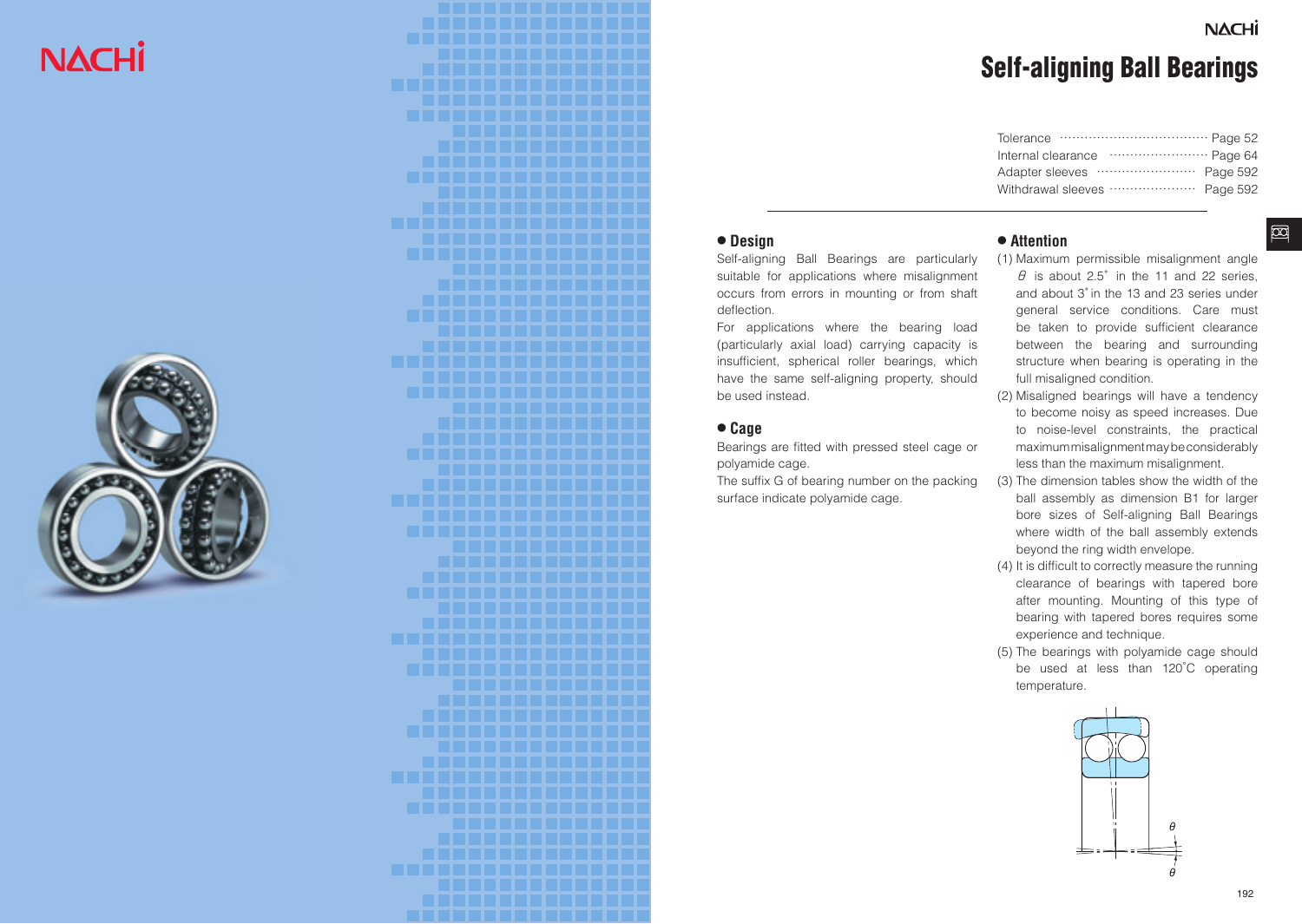# Self-aligning Ball Bearings

| | |
|---|---|
| Tolerance | Page 52 |
| Internal clearance | Page 64 |
| Adapter sleeves | Page 592 |
| Withdrawal sleeves | Page 592 |

## ● Design

Self-aligning Ball Bearings are particularly suitable for applications where misalignment occurs from errors in mounting or from shaft deflection.

For applications where the bearing load (particularly axial load) carrying capacity is insufficient, spherical roller bearings, which have the same self-aligning property, should be used instead.

## ● Cage

Bearings are fitted with pressed steel cage or polyamide cage.

The suffix G of bearing number on the packing surface indicate polyamide cage.

## ● Attention

(1) Maximum permissible misalignment angle $\theta$ is about 2.5° in the 11 and 22 series, and about 3° in the 13 and 23 series under general service conditions. Care must be taken to provide sufficient clearance between the bearing and surrounding structure when bearing is operating in the full misaligned condition.

(2) Misaligned bearings will have a tendency to become noisy as speed increases. Due to noise-level constraints, the practical maximum misalignment may be considerably less than the maximum misalignment.

(3) The dimension tables show the width of the ball assembly as dimension B1 for larger bore sizes of Self-aligning Ball Bearings where width of the ball assembly extends beyond the ring width envelope.

(4) It is difficult to correctly measure the running clearance of bearings with tapered bore after mounting. Mounting of this type of bearing with tapered bores requires some experience and technique.

(5) The bearings with polyamide cage should be used at less than 120°C operating temperature.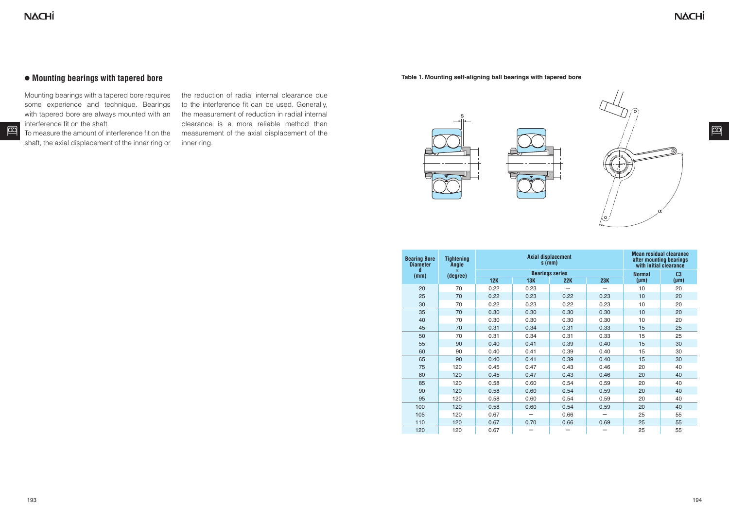## ● Mounting bearings with tapered bore

Mounting bearings with a tapered bore requires some experience and technique. Bearings with tapered bore are always mounted with an interference fit on the shaft.

To measure the amount of interference fit on the shaft, the axial displacement of the inner ring or the reduction of radial internal clearance due to the interference fit can be used. Generally, the measurement of reduction in radial internal clearance is a more reliable method than measurement of the axial displacement of the inner ring.

**Table 1. Mounting self-aligning ball bearings with tapered bore**

| Bearing Bore Diameter d (mm) | Tightening Angle α (degree) | Axial displacement s (mm) | | | | Mean residual clearance after mounting bearings with initial clearance | |
|---|---|---|---|---|---|---|---|
| | | Bearings series | | | | Normal (μm) | C3 (μm) |
| | | 12K | 13K | 22K | 23K | | |
| 20 | 70 | 0.22 | 0.23 | — | — | 10 | 20 |
| 25 | 70 | 0.22 | 0.23 | 0.22 | 0.23 | 10 | 20 |
| 30 | 70 | 0.22 | 0.23 | 0.22 | 0.23 | 10 | 20 |
| 35 | 70 | 0.30 | 0.30 | 0.30 | 0.30 | 10 | 20 |
| 40 | 70 | 0.30 | 0.30 | 0.30 | 0.30 | 10 | 20 |
| 45 | 70 | 0.31 | 0.34 | 0.31 | 0.33 | 15 | 25 |
| 50 | 70 | 0.31 | 0.34 | 0.31 | 0.33 | 15 | 25 |
| 55 | 90 | 0.40 | 0.41 | 0.39 | 0.40 | 15 | 30 |
| 60 | 90 | 0.40 | 0.41 | 0.39 | 0.40 | 15 | 30 |
| 65 | 90 | 0.40 | 0.41 | 0.39 | 0.40 | 15 | 30 |
| 75 | 120 | 0.45 | 0.47 | 0.43 | 0.46 | 20 | 40 |
| 80 | 120 | 0.45 | 0.47 | 0.43 | 0.46 | 20 | 40 |
| 85 | 120 | 0.58 | 0.60 | 0.54 | 0.59 | 20 | 40 |
| 90 | 120 | 0.58 | 0.60 | 0.54 | 0.59 | 20 | 40 |
| 95 | 120 | 0.58 | 0.60 | 0.54 | 0.59 | 20 | 40 |
| 100 | 120 | 0.58 | 0.60 | 0.54 | 0.59 | 20 | 40 |
| 105 | 120 | 0.67 | — | 0.66 | — | 25 | 55 |
| 110 | 120 | 0.67 | 0.70 | 0.66 | 0.69 | 25 | 55 |
| 120 | 120 | 0.67 | — | — | — | 25 | 55 |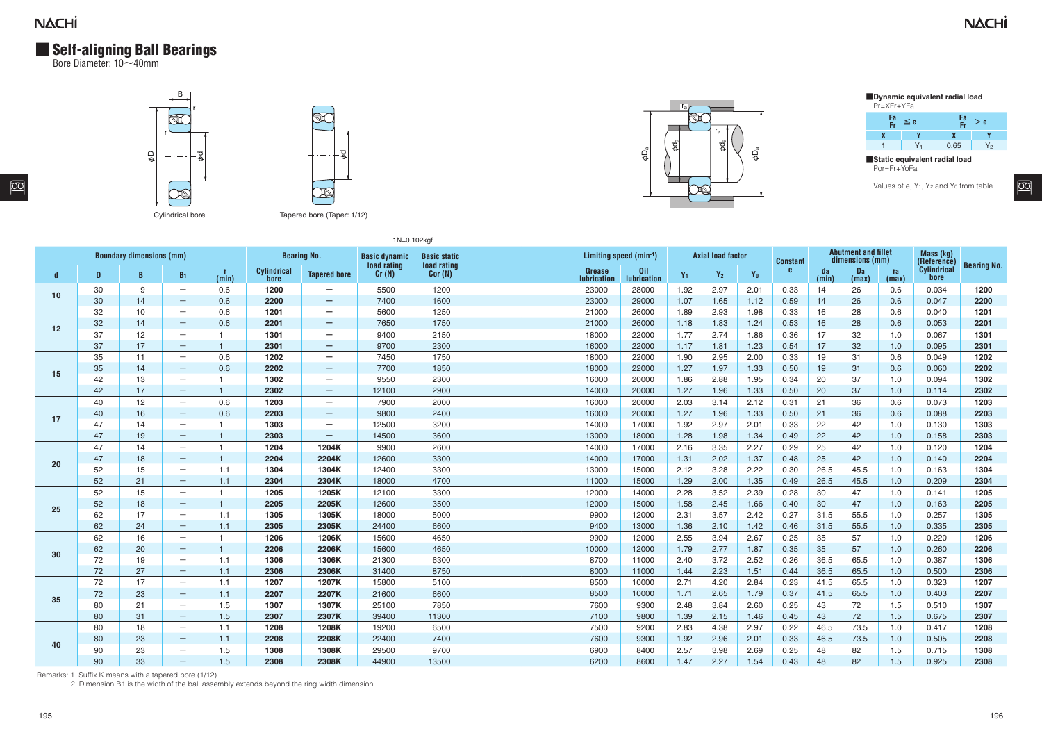## Self-aligning Ball Bearings

Bore Diameter: 10～40mm

Cylindrical bore

Tapered bore (Taper: 1/12)

**Dynamic equivalent radial load**

$P_r = XF_r + YF_a$

| $\frac{F_a}{F_r} \leq e$ | | $\frac{F_a}{F_r} > e$ | |
|---|---|---|---|
| X | Y | X | Y |
| 1 | $Y_1$ | 0.65 | $Y_2$ |

**Static equivalent radial load**

$P_{or} = F_r + Y_o F_a$

Values of e, $Y_1$, $Y_2$ and $Y_0$ from table.

1N=0.102kgf

| Boundary dimensions (mm) | | | | | Bearing No. | | Basic dynamic load rating Cr (N) | Basic static load rating Cor (N) | Limiting speed (min⁻¹) | | Axial load factor | | | Constant | Abutment and fillet dimensions (mm) | | | Mass (kg) (Reference) | Bearing No. |
|---|---|---|---|---|---|---|---|---|---|---|---|---|---|---|---|---|---|---|---|
| d | D | B | $B_1$ | r (min) | Cylindrical bore | Tapered bore | | | Grease lubrication | Oil lubrication | $Y_1$ | $Y_2$ | $Y_0$ | e | da (min) | Da (max) | ra (max) | Cylindrical bore | |
| 10 | 30 | 9 | — | 0.6 | 1200 | — | 5500 | 1200 | 23000 | 28000 | 1.92 | 2.97 | 2.01 | 0.33 | 14 | 26 | 0.6 | 0.034 | 1200 |
| | 30 | 14 | — | 0.6 | 2200 | — | 7400 | 1600 | 23000 | 29000 | 1.07 | 1.65 | 1.12 | 0.59 | 14 | 26 | 0.6 | 0.047 | 2200 |
| 12 | 32 | 10 | — | 0.6 | 1201 | — | 5600 | 1250 | 21000 | 26000 | 1.89 | 2.93 | 1.98 | 0.33 | 16 | 28 | 0.6 | 0.040 | 1201 |
| | 32 | 14 | — | 0.6 | 2201 | — | 7650 | 1750 | 21000 | 26000 | 1.18 | 1.83 | 1.24 | 0.53 | 16 | 28 | 0.6 | 0.053 | 2201 |
| | 37 | 12 | — | 1 | 1301 | — | 9400 | 2150 | 18000 | 22000 | 1.77 | 2.74 | 1.86 | 0.36 | 17 | 32 | 1.0 | 0.067 | 1301 |
| | 37 | 17 | — | 1 | 2301 | — | 9700 | 2300 | 16000 | 22000 | 1.17 | 1.81 | 1.23 | 0.54 | 17 | 32 | 1.0 | 0.095 | 2301 |
| 15 | 35 | 11 | — | 0.6 | 1202 | — | 7450 | 1750 | 18000 | 22000 | 1.90 | 2.95 | 2.00 | 0.33 | 19 | 31 | 0.6 | 0.049 | 1202 |
| | 35 | 14 | — | 0.6 | 2202 | — | 7700 | 1850 | 18000 | 22000 | 1.27 | 1.97 | 1.33 | 0.50 | 19 | 31 | 0.6 | 0.060 | 2202 |
| | 42 | 13 | — | 1 | 1302 | — | 9550 | 2300 | 16000 | 20000 | 1.86 | 2.88 | 1.95 | 0.34 | 20 | 37 | 1.0 | 0.094 | 1302 |
| | 42 | 17 | — | 1 | 2302 | — | 12100 | 2900 | 14000 | 20000 | 1.27 | 1.96 | 1.33 | 0.50 | 20 | 37 | 1.0 | 0.114 | 2302 |
| 17 | 40 | 12 | — | 0.6 | 1203 | — | 7900 | 2000 | 16000 | 20000 | 2.03 | 3.14 | 2.12 | 0.31 | 21 | 36 | 0.6 | 0.073 | 1203 |
| | 40 | 16 | — | 0.6 | 2203 | — | 9800 | 2400 | 16000 | 20000 | 1.27 | 1.96 | 1.33 | 0.50 | 21 | 36 | 0.6 | 0.088 | 2203 |
| | 47 | 14 | — | 1 | 1303 | — | 12500 | 3200 | 14000 | 17000 | 1.92 | 2.97 | 2.01 | 0.33 | 22 | 42 | 1.0 | 0.130 | 1303 |
| | 47 | 19 | — | 1 | 2303 | — | 14500 | 3600 | 13000 | 18000 | 1.28 | 1.98 | 1.34 | 0.49 | 22 | 42 | 1.0 | 0.158 | 2303 |
| 20 | 47 | 14 | — | 1 | 1204 | 1204K | 9900 | 2600 | 14000 | 17000 | 2.16 | 3.35 | 2.27 | 0.29 | 25 | 42 | 1.0 | 0.120 | 1204 |
| | 47 | 18 | — | 1 | 2204 | 2204K | 12600 | 3300 | 14000 | 17000 | 1.31 | 2.02 | 1.37 | 0.48 | 25 | 42 | 1.0 | 0.140 | 2204 |
| | 52 | 15 | — | 1.1 | 1304 | 1304K | 12400 | 3300 | 13000 | 15000 | 2.12 | 3.28 | 2.22 | 0.30 | 26.5 | 45.5 | 1.0 | 0.163 | 1304 |
| | 52 | 21 | — | 1.1 | 2304 | 2304K | 18000 | 4700 | 11000 | 15000 | 1.29 | 2.00 | 1.35 | 0.49 | 26.5 | 45.5 | 1.0 | 0.209 | 2304 |
| 25 | 52 | 15 | — | 1 | 1205 | 1205K | 12100 | 3300 | 12000 | 14000 | 2.28 | 3.52 | 2.39 | 0.28 | 30 | 47 | 1.0 | 0.141 | 1205 |
| | 52 | 18 | — | 1 | 2205 | 2205K | 12600 | 3500 | 12000 | 15000 | 1.58 | 2.45 | 1.66 | 0.40 | 30 | 47 | 1.0 | 0.163 | 2205 |
| | 62 | 17 | — | 1.1 | 1305 | 1305K | 18000 | 5000 | 9900 | 12000 | 2.31 | 3.57 | 2.42 | 0.27 | 31.5 | 55.5 | 1.0 | 0.257 | 1305 |
| | 62 | 24 | — | 1.1 | 2305 | 2305K | 24400 | 6600 | 9400 | 13000 | 1.36 | 2.10 | 1.42 | 0.46 | 31.5 | 55.5 | 1.0 | 0.335 | 2305 |
| 30 | 62 | 16 | — | 1 | 1206 | 1206K | 15600 | 4650 | 9900 | 12000 | 2.55 | 3.94 | 2.67 | 0.25 | 35 | 57 | 1.0 | 0.220 | 1206 |
| | 62 | 20 | — | 1 | 2206 | 2206K | 15600 | 4650 | 10000 | 12000 | 1.79 | 2.77 | 1.87 | 0.35 | 35 | 57 | 1.0 | 0.260 | 2206 |
| | 72 | 19 | — | 1.1 | 1306 | 1306K | 21300 | 6300 | 8700 | 11000 | 2.40 | 3.72 | 2.52 | 0.26 | 36.5 | 65.5 | 1.0 | 0.387 | 1306 |
| | 72 | 27 | — | 1.1 | 2306 | 2306K | 31400 | 8750 | 8000 | 11000 | 1.44 | 2.23 | 1.51 | 0.44 | 36.5 | 65.5 | 1.0 | 0.500 | 2306 |
| 35 | 72 | 17 | — | 1.1 | 1207 | 1207K | 15800 | 5100 | 8500 | 10000 | 2.71 | 4.20 | 2.84 | 0.23 | 41.5 | 65.5 | 1.0 | 0.323 | 1207 |
| | 72 | 23 | — | 1.1 | 2207 | 2207K | 21600 | 6600 | 8500 | 10000 | 1.71 | 2.65 | 1.79 | 0.37 | 41.5 | 65.5 | 1.0 | 0.403 | 2207 |
| | 80 | 21 | — | 1.5 | 1307 | 1307K | 25100 | 7850 | 7600 | 9300 | 2.48 | 3.84 | 2.60 | 0.25 | 43 | 72 | 1.5 | 0.510 | 1307 |
| | 80 | 31 | — | 1.5 | 2307 | 2307K | 39400 | 11300 | 7100 | 9800 | 1.39 | 2.15 | 1.46 | 0.45 | 43 | 72 | 1.5 | 0.675 | 2307 |
| 40 | 80 | 18 | — | 1.1 | 1208 | 1208K | 19200 | 6500 | 7500 | 9200 | 2.83 | 4.38 | 2.97 | 0.22 | 46.5 | 73.5 | 1.0 | 0.417 | 1208 |
| | 80 | 23 | — | 1.1 | 2208 | 2208K | 22400 | 7400 | 7600 | 9300 | 1.92 | 2.96 | 2.01 | 0.33 | 46.5 | 73.5 | 1.0 | 0.505 | 2208 |
| | 90 | 23 | — | 1.5 | 1308 | 1308K | 29500 | 9700 | 6900 | 8400 | 2.57 | 3.98 | 2.69 | 0.25 | 48 | 82 | 1.5 | 0.715 | 1308 |
| | 90 | 33 | — | 1.5 | 2308 | 2308K | 44900 | 13500 | 6200 | 8600 | 1.47 | 2.27 | 1.54 | 0.43 | 48 | 82 | 1.5 | 0.925 | 2308 |

Remarks: 1. Suffix K means with a tapered bore (1/12)

2. Dimension B1 is the width of the ball assembly extends beyond the ring width dimension.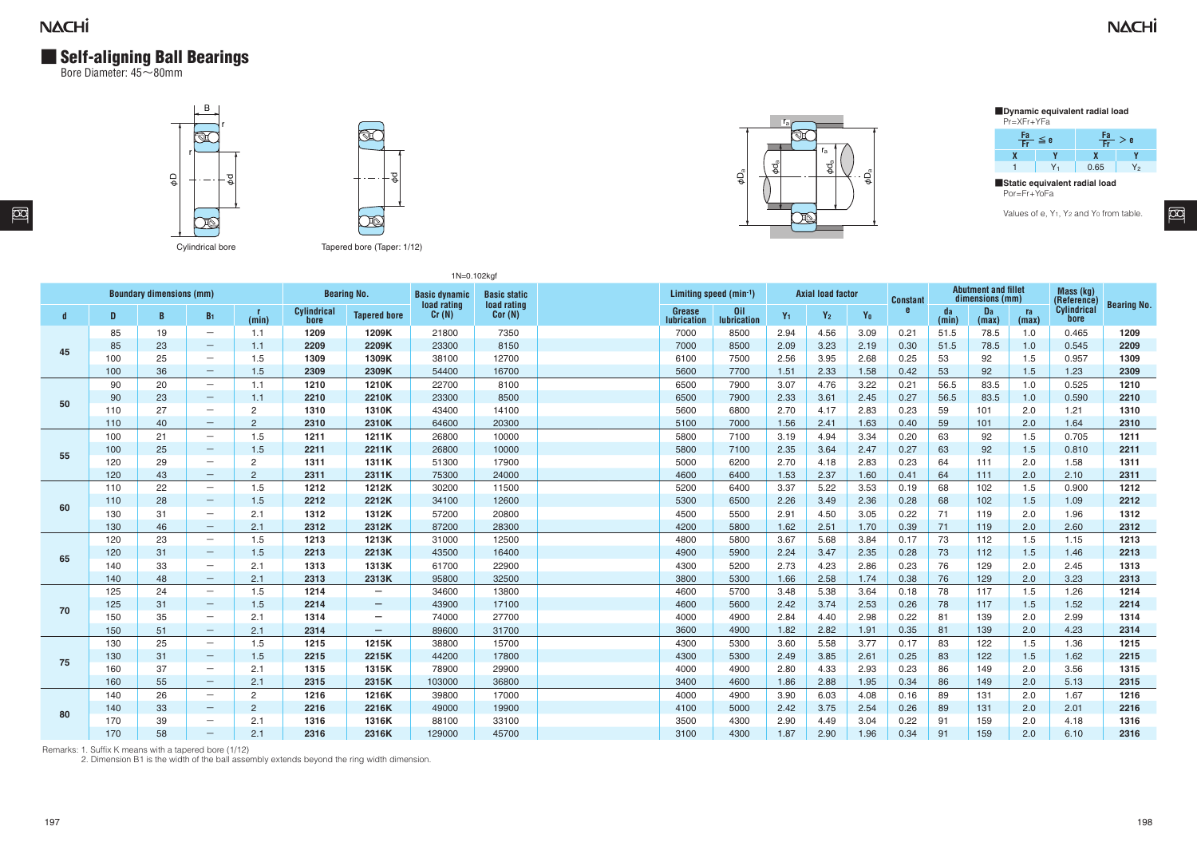## Self-aligning Ball Bearings

Bore Diameter: 45～80mm

Cylindrical bore

Tapered bore (Taper: 1/12)

**Dynamic equivalent radial load**

$Pr = XFr + YFa$

| $\frac{Fa}{Fr} \leq e$ | | $\frac{Fa}{Fr} > e$ | |
|---|---|---|---|
| X | Y | X | Y |
| 1 | $Y_1$ | 0.65 | $Y_2$ |

**Static equivalent radial load**

$Por = Fr + Y_0Fa$

Values of e, $Y_1$, $Y_2$ and $Y_0$ from table.

1N=0.102kgf

| Boundary dimensions (mm) | | | | | Bearing No. | | Basic dynamic load rating Cr (N) | Basic static load rating Cor (N) | Limiting speed (min⁻¹) | | Axial load factor | | | Constant | Abutment and fillet dimensions (mm) | | | Mass (kg) (Reference) | Bearing No. |
|---|---|---|---|---|---|---|---|---|---|---|---|---|---|---|---|---|---|---|---|
| d | D | B | $B_1$ | r (min) | Cylindrical bore | Tapered bore | | | Grease lubrication | Oil lubrication | $Y_1$ | $Y_2$ | $Y_0$ | e | da (min) | Da (max) | ra (max) | Cylindrical bore | |
| 45 | 85 | 19 | — | 1.1 | 1209 | 1209K | 21800 | 7350 | 7000 | 8500 | 2.94 | 4.56 | 3.09 | 0.21 | 51.5 | 78.5 | 1.0 | 0.465 | 1209 |
| | 85 | 23 | — | 1.1 | 2209 | 2209K | 23300 | 8150 | 7000 | 8500 | 2.09 | 3.23 | 2.19 | 0.30 | 51.5 | 78.5 | 1.0 | 0.545 | 2209 |
| | 100 | 25 | — | 1.5 | 1309 | 1309K | 38100 | 12700 | 6100 | 7500 | 2.56 | 3.95 | 2.68 | 0.25 | 53 | 92 | 1.5 | 0.957 | 1309 |
| | 100 | 36 | — | 1.5 | 2309 | 2309K | 54400 | 16700 | 5600 | 7700 | 1.51 | 2.33 | 1.58 | 0.42 | 53 | 92 | 1.5 | 1.23 | 2309 |
| 50 | 90 | 20 | — | 1.1 | 1210 | 1210K | 22700 | 8100 | 6500 | 7900 | 3.07 | 4.76 | 3.22 | 0.21 | 56.5 | 83.5 | 1.0 | 0.525 | 1210 |
| | 90 | 23 | — | 1.1 | 2210 | 2210K | 23300 | 8500 | 6500 | 7900 | 2.33 | 3.61 | 2.45 | 0.27 | 56.5 | 83.5 | 1.0 | 0.590 | 2210 |
| | 110 | 27 | — | 2 | 1310 | 1310K | 43400 | 14100 | 5600 | 6800 | 2.70 | 4.17 | 2.83 | 0.23 | 59 | 101 | 2.0 | 1.21 | 1310 |
| | 110 | 40 | — | 2 | 2310 | 2310K | 64600 | 20300 | 5100 | 7000 | 1.56 | 2.41 | 1.63 | 0.40 | 59 | 101 | 2.0 | 1.64 | 2310 |
| 55 | 100 | 21 | — | 1.5 | 1211 | 1211K | 26800 | 10000 | 5800 | 7100 | 3.19 | 4.94 | 3.34 | 0.20 | 63 | 92 | 1.5 | 0.705 | 1211 |
| | 100 | 25 | — | 1.5 | 2211 | 2211K | 26800 | 10000 | 5800 | 7100 | 2.35 | 3.64 | 2.47 | 0.27 | 63 | 92 | 1.5 | 0.810 | 2211 |
| | 120 | 29 | — | 2 | 1311 | 1311K | 51300 | 17900 | 5000 | 6200 | 2.70 | 4.18 | 2.83 | 0.23 | 64 | 111 | 2.0 | 1.58 | 1311 |
| | 120 | 43 | — | 2 | 2311 | 2311K | 75300 | 24000 | 4600 | 6400 | 1.53 | 2.37 | 1.60 | 0.41 | 64 | 111 | 2.0 | 2.10 | 2311 |
| 60 | 110 | 22 | — | 1.5 | 1212 | 1212K | 30200 | 11500 | 5200 | 6400 | 3.37 | 5.22 | 3.53 | 0.19 | 68 | 102 | 1.5 | 0.900 | 1212 |
| | 110 | 28 | — | 1.5 | 2212 | 2212K | 34100 | 12600 | 5300 | 6500 | 2.26 | 3.49 | 2.36 | 0.28 | 68 | 102 | 1.5 | 1.09 | 2212 |
| | 130 | 31 | — | 2.1 | 1312 | 1312K | 57200 | 20800 | 4500 | 5500 | 2.91 | 4.50 | 3.05 | 0.22 | 71 | 119 | 2.0 | 1.96 | 1312 |
| | 130 | 46 | — | 2.1 | 2312 | 2312K | 87200 | 28300 | 4200 | 5800 | 1.62 | 2.51 | 1.70 | 0.39 | 71 | 119 | 2.0 | 2.60 | 2312 |
| 65 | 120 | 23 | — | 1.5 | 1213 | 1213K | 31000 | 12500 | 4800 | 5800 | 3.67 | 5.68 | 3.84 | 0.17 | 73 | 112 | 1.5 | 1.15 | 1213 |
| | 120 | 31 | — | 1.5 | 2213 | 2213K | 43500 | 16400 | 4900 | 5900 | 2.24 | 3.47 | 2.35 | 0.28 | 73 | 112 | 1.5 | 1.46 | 2213 |
| | 140 | 33 | — | 2.1 | 1313 | 1313K | 61700 | 22900 | 4300 | 5200 | 2.73 | 4.23 | 2.86 | 0.23 | 76 | 129 | 2.0 | 2.45 | 1313 |
| | 140 | 48 | — | 2.1 | 2313 | 2313K | 95800 | 32500 | 3800 | 5300 | 1.66 | 2.58 | 1.74 | 0.38 | 76 | 129 | 2.0 | 3.23 | 2313 |
| 70 | 125 | 24 | — | 1.5 | 1214 | — | 34600 | 13800 | 4600 | 5700 | 3.48 | 5.38 | 3.64 | 0.18 | 78 | 117 | 1.5 | 1.26 | 1214 |
| | 125 | 31 | — | 1.5 | 2214 | — | 43900 | 17100 | 4600 | 5600 | 2.42 | 3.74 | 2.53 | 0.26 | 78 | 117 | 1.5 | 1.52 | 2214 |
| | 150 | 35 | — | 2.1 | 1314 | — | 74000 | 27700 | 4000 | 4900 | 2.84 | 4.40 | 2.98 | 0.22 | 81 | 139 | 2.0 | 2.99 | 1314 |
| | 150 | 51 | — | 2.1 | 2314 | — | 89600 | 31700 | 3600 | 4900 | 1.82 | 2.82 | 1.91 | 0.35 | 81 | 139 | 2.0 | 4.23 | 2314 |
| 75 | 130 | 25 | — | 1.5 | 1215 | 1215K | 38800 | 15700 | 4300 | 5300 | 3.60 | 5.58 | 3.77 | 0.17 | 83 | 122 | 1.5 | 1.36 | 1215 |
| | 130 | 31 | — | 1.5 | 2215 | 2215K | 44200 | 17800 | 4300 | 5300 | 2.49 | 3.85 | 2.61 | 0.25 | 83 | 122 | 1.5 | 1.62 | 2215 |
| | 160 | 37 | — | 2.1 | 1315 | 1315K | 78900 | 29900 | 4000 | 4900 | 2.80 | 4.33 | 2.93 | 0.23 | 86 | 149 | 2.0 | 3.56 | 1315 |
| | 160 | 55 | — | 2.1 | 2315 | 2315K | 103000 | 36800 | 3400 | 4600 | 1.86 | 2.88 | 1.95 | 0.34 | 86 | 149 | 2.0 | 5.13 | 2315 |
| 80 | 140 | 26 | — | 2 | 1216 | 1216K | 39800 | 17000 | 4000 | 4900 | 3.90 | 6.03 | 4.08 | 0.16 | 89 | 131 | 2.0 | 1.67 | 1216 |
| | 140 | 33 | — | 2 | 2216 | 2216K | 49000 | 19900 | 4100 | 5000 | 2.42 | 3.75 | 2.54 | 0.26 | 89 | 131 | 2.0 | 2.01 | 2216 |
| | 170 | 39 | — | 2.1 | 1316 | 1316K | 88100 | 33100 | 3500 | 4300 | 2.90 | 4.49 | 3.04 | 0.22 | 91 | 159 | 2.0 | 4.18 | 1316 |
| | 170 | 58 | — | 2.1 | 2316 | 2316K | 129000 | 45700 | 3100 | 4300 | 1.87 | 2.90 | 1.96 | 0.34 | 91 | 159 | 2.0 | 6.10 | 2316 |

Remarks: 1. Suffix K means with a tapered bore (1/12)

2. Dimension B1 is the width of the ball assembly extends beyond the ring width dimension.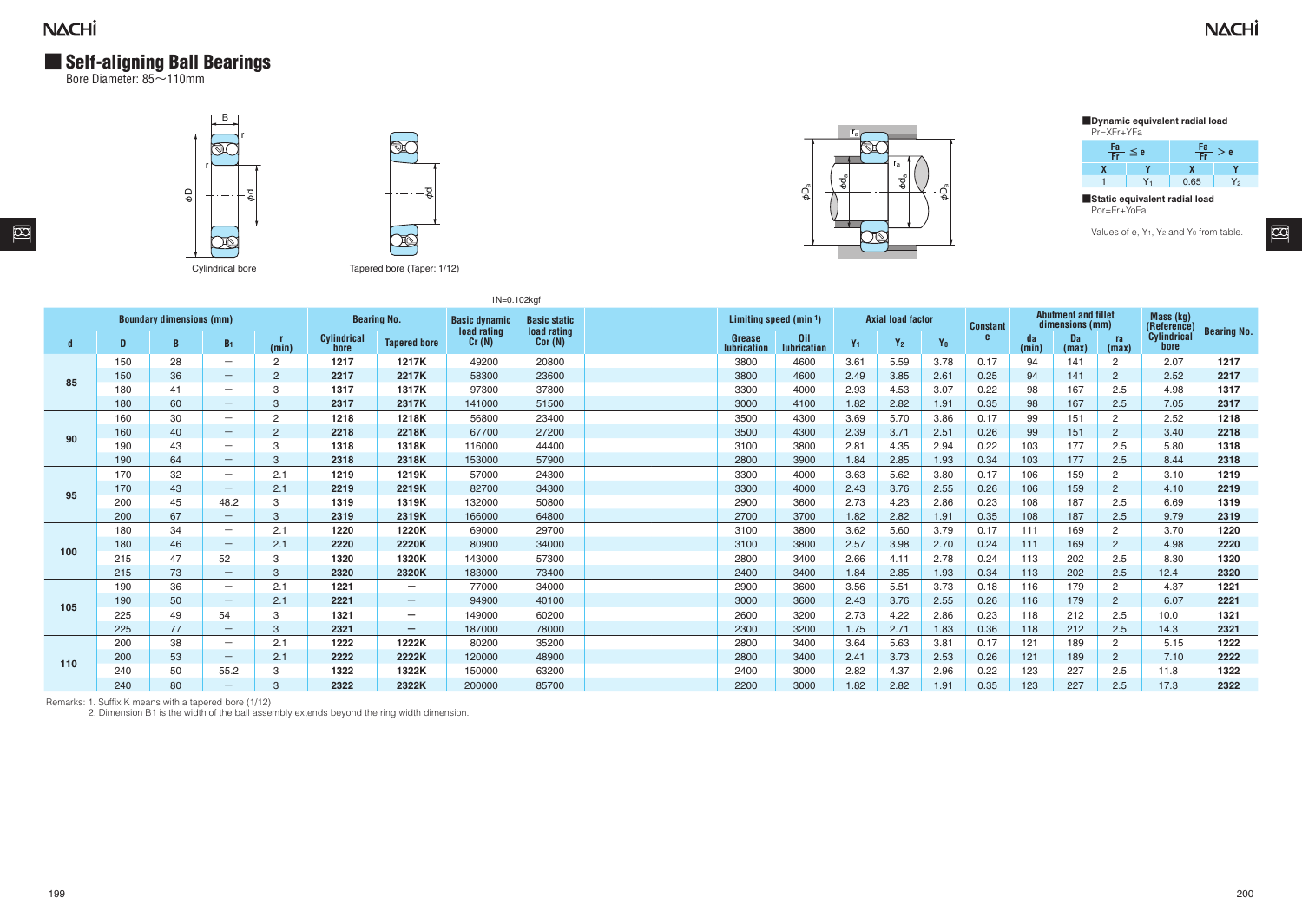# Self-aligning Ball Bearings

Bore Diameter: 85～110mm

B
r
r
φD
φd
Cylindrical bore

φd
Tapered bore (Taper: 1/12)

$r_a$
$r_a$
φ$D_a$
φ$d_a$
φ$d_a$
φ$D_a$

**Dynamic equivalent radial load**

$P_r = XF_r + YF_a$

| $\frac{F_a}{F_r} \leq e$ | | $\frac{F_a}{F_r} > e$ | |
|---|---|---|---|
| X | Y | X | Y |
| 1 | $Y_1$ | 0.65 | $Y_2$ |

**Static equivalent radial load**

$P_{or} = F_r + Y_o F_a$

Values of e, $Y_1$, $Y_2$ and $Y_0$ from table.

1N=0.102kgf

| Boundary dimensions (mm) | | | | | Bearing No. | | Basic dynamic load rating Cr (N) | Basic static load rating Cor (N) | Limiting speed (min⁻¹) | | Axial load factor | | | Constant | Abutment and fillet dimensions (mm) | | | Mass (kg) (Reference) | Bearing No. |
|---|---|---|---|---|---|---|---|---|---|---|---|---|---|---|---|---|---|---|---|
| d | D | B | $B_1$ | r (min) | Cylindrical bore | Tapered bore | | | Grease lubrication | Oil lubrication | $Y_1$ | $Y_2$ | $Y_0$ | e | da (min) | Da (max) | ra (max) | Cylindrical bore | |
| 85 | 150 | 28 | — | 2 | 1217 | 1217K | 49200 | 20800 | 3800 | 4600 | 3.61 | 5.59 | 3.78 | 0.17 | 94 | 141 | 2 | 2.07 | 1217 |
| | 150 | 36 | — | 2 | 2217 | 2217K | 58300 | 23600 | 3800 | 4600 | 2.49 | 3.85 | 2.61 | 0.25 | 94 | 141 | 2 | 2.52 | 2217 |
| | 180 | 41 | — | 3 | 1317 | 1317K | 97300 | 37800 | 3300 | 4000 | 2.93 | 4.53 | 3.07 | 0.22 | 98 | 167 | 2.5 | 4.98 | 1317 |
| | 180 | 60 | — | 3 | 2317 | 2317K | 141000 | 51500 | 3000 | 4100 | 1.82 | 2.82 | 1.91 | 0.35 | 98 | 167 | 2.5 | 7.05 | 2317 |
| 90 | 160 | 30 | — | 2 | 1218 | 1218K | 56800 | 23400 | 3500 | 4300 | 3.69 | 5.70 | 3.86 | 0.17 | 99 | 151 | 2 | 2.52 | 1218 |
| | 160 | 40 | — | 2 | 2218 | 2218K | 67700 | 27200 | 3500 | 4300 | 2.39 | 3.71 | 2.51 | 0.26 | 99 | 151 | 2 | 3.40 | 2218 |
| | 190 | 43 | — | 3 | 1318 | 1318K | 116000 | 44400 | 3100 | 3800 | 2.81 | 4.35 | 2.94 | 0.22 | 103 | 177 | 2.5 | 5.80 | 1318 |
| | 190 | 64 | — | 3 | 2318 | 2318K | 153000 | 57900 | 2800 | 3900 | 1.84 | 2.85 | 1.93 | 0.34 | 103 | 177 | 2.5 | 8.44 | 2318 |
| 95 | 170 | 32 | — | 2.1 | 1219 | 1219K | 57000 | 24300 | 3300 | 4000 | 3.63 | 5.62 | 3.80 | 0.17 | 106 | 159 | 2 | 3.10 | 1219 |
| | 170 | 43 | — | 2.1 | 2219 | 2219K | 82700 | 34300 | 3300 | 4000 | 2.43 | 3.76 | 2.55 | 0.26 | 106 | 159 | 2 | 4.10 | 2219 |
| | 200 | 45 | 48.2 | 3 | 1319 | 1319K | 132000 | 50800 | 2900 | 3600 | 2.73 | 4.23 | 2.86 | 0.23 | 108 | 187 | 2.5 | 6.69 | 1319 |
| | 200 | 67 | — | 3 | 2319 | 2319K | 166000 | 64800 | 2700 | 3700 | 1.82 | 2.82 | 1.91 | 0.35 | 108 | 187 | 2.5 | 9.79 | 2319 |
| 100 | 180 | 34 | — | 2.1 | 1220 | 1220K | 69000 | 29700 | 3100 | 3800 | 3.62 | 5.60 | 3.79 | 0.17 | 111 | 169 | 2 | 3.70 | 1220 |
| | 180 | 46 | — | 2.1 | 2220 | 2220K | 80900 | 34000 | 3100 | 3800 | 2.57 | 3.98 | 2.70 | 0.24 | 111 | 169 | 2 | 4.98 | 2220 |
| | 215 | 47 | 52 | 3 | 1320 | 1320K | 143000 | 57300 | 2800 | 3400 | 2.66 | 4.11 | 2.78 | 0.24 | 113 | 202 | 2.5 | 8.30 | 1320 |
| | 215 | 73 | — | 3 | 2320 | 2320K | 183000 | 73400 | 2400 | 3400 | 1.84 | 2.85 | 1.93 | 0.34 | 113 | 202 | 2.5 | 12.4 | 2320 |
| 105 | 190 | 36 | — | 2.1 | 1221 | — | 77000 | 34000 | 2900 | 3600 | 3.56 | 5.51 | 3.73 | 0.18 | 116 | 179 | 2 | 4.37 | 1221 |
| | 190 | 50 | — | 2.1 | 2221 | — | 94900 | 40100 | 3000 | 3600 | 2.43 | 3.76 | 2.55 | 0.26 | 116 | 179 | 2 | 6.07 | 2221 |
| | 225 | 49 | 54 | 3 | 1321 | — | 149000 | 60200 | 2600 | 3200 | 2.73 | 4.22 | 2.86 | 0.23 | 118 | 212 | 2.5 | 10.0 | 1321 |
| | 225 | 77 | — | 3 | 2321 | — | 187000 | 78000 | 2300 | 3200 | 1.75 | 2.71 | 1.83 | 0.36 | 118 | 212 | 2.5 | 14.3 | 2321 |
| 110 | 200 | 38 | — | 2.1 | 1222 | 1222K | 80200 | 35200 | 2800 | 3400 | 3.64 | 5.63 | 3.81 | 0.17 | 121 | 189 | 2 | 5.15 | 1222 |
| | 200 | 53 | — | 2.1 | 2222 | 2222K | 120000 | 48900 | 2800 | 3400 | 2.41 | 3.73 | 2.53 | 0.26 | 121 | 189 | 2 | 7.10 | 2222 |
| | 240 | 50 | 55.2 | 3 | 1322 | 1322K | 150000 | 63200 | 2400 | 3000 | 2.82 | 4.37 | 2.96 | 0.22 | 123 | 227 | 2.5 | 11.8 | 1322 |
| | 240 | 80 | — | 3 | 2322 | 2322K | 200000 | 85700 | 2200 | 3000 | 1.82 | 2.82 | 1.91 | 0.35 | 123 | 227 | 2.5 | 17.3 | 2322 |

Remarks: 1. Suffix K means with a tapered bore (1/12)
2. Dimension B1 is the width of the ball assembly extends beyond the ring width dimension.